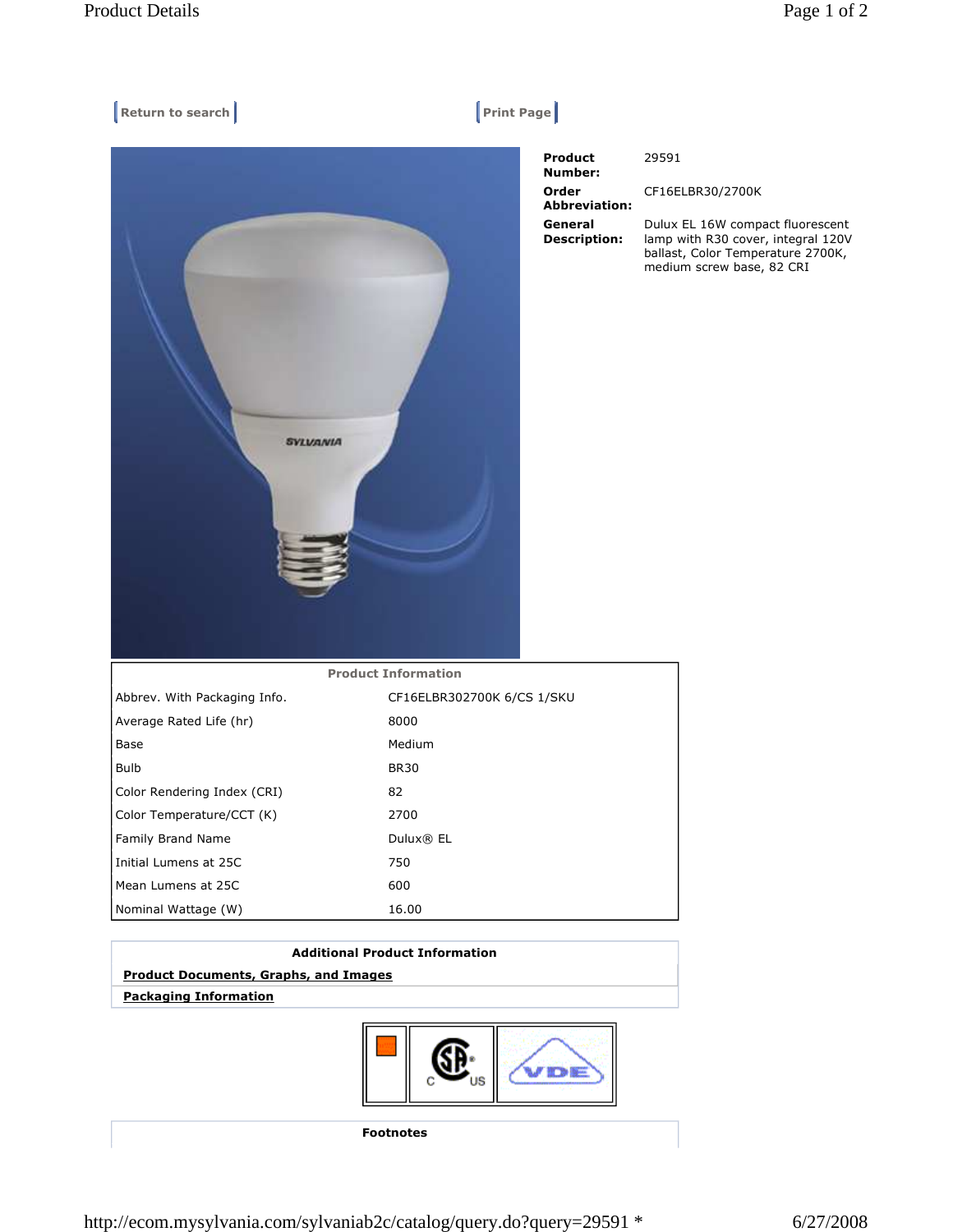Return to search | Print Page

| | |
|---|---|
| **Product Number:** | 29591 |
| **Order Abbreviation:** | CF16ELBR30/2700K |
| **General Description:** | Dulux EL 16W compact fluorescent lamp with R30 cover, integral 120V ballast, Color Temperature 2700K, medium screw base, 82 CRI |

| Product Information | |
|---|---|
| Abbrev. With Packaging Info. | CF16ELBR302700K 6/CS 1/SKU |
| Average Rated Life (hr) | 8000 |
| Base | Medium |
| Bulb | BR30 |
| Color Rendering Index (CRI) | 82 |
| Color Temperature/CCT (K) | 2700 |
| Family Brand Name | Dulux® EL |
| Initial Lumens at 25C | 750 |
| Mean Lumens at 25C | 600 |
| Nominal Wattage (W) | 16.00 |

**Additional Product Information**

**Product Documents, Graphs, and Images**

**Packaging Information**

**Footnotes**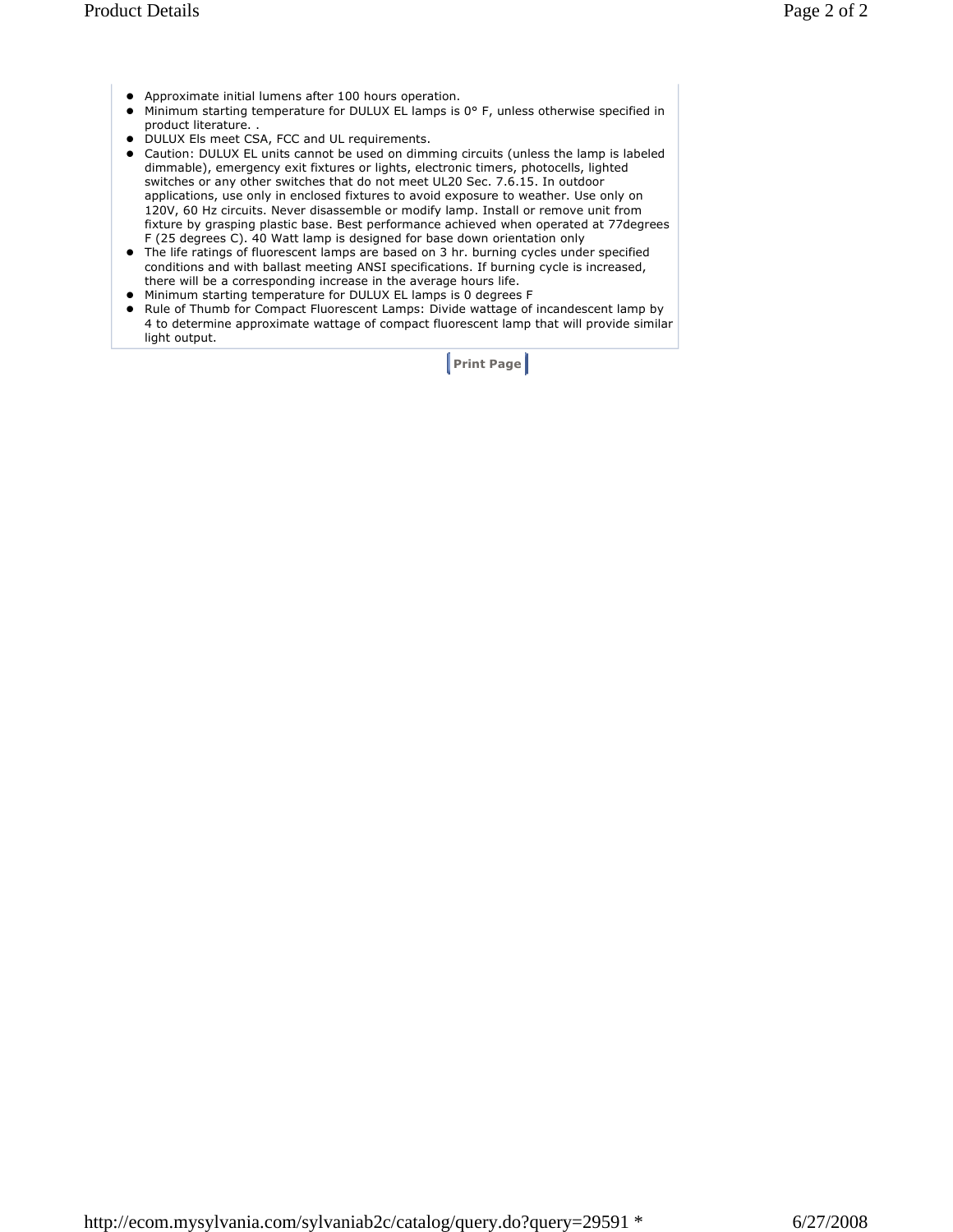- Approximate initial lumens after 100 hours operation.
- Minimum starting temperature for DULUX EL lamps is 0° F, unless otherwise specified in product literature. .
- DULUX Els meet CSA, FCC and UL requirements.
- Caution: DULUX EL units cannot be used on dimming circuits (unless the lamp is labeled dimmable), emergency exit fixtures or lights, electronic timers, photocells, lighted switches or any other switches that do not meet UL20 Sec. 7.6.15. In outdoor applications, use only in enclosed fixtures to avoid exposure to weather. Use only on 120V, 60 Hz circuits. Never disassemble or modify lamp. Install or remove unit from fixture by grasping plastic base. Best performance achieved when operated at 77degrees F (25 degrees C). 40 Watt lamp is designed for base down orientation only
- The life ratings of fluorescent lamps are based on 3 hr. burning cycles under specified conditions and with ballast meeting ANSI specifications. If burning cycle is increased, there will be a corresponding increase in the average hours life.
- Minimum starting temperature for DULUX EL lamps is 0 degrees F
- Rule of Thumb for Compact Fluorescent Lamps: Divide wattage of incandescent lamp by 4 to determine approximate wattage of compact fluorescent lamp that will provide similar light output.

Print Page